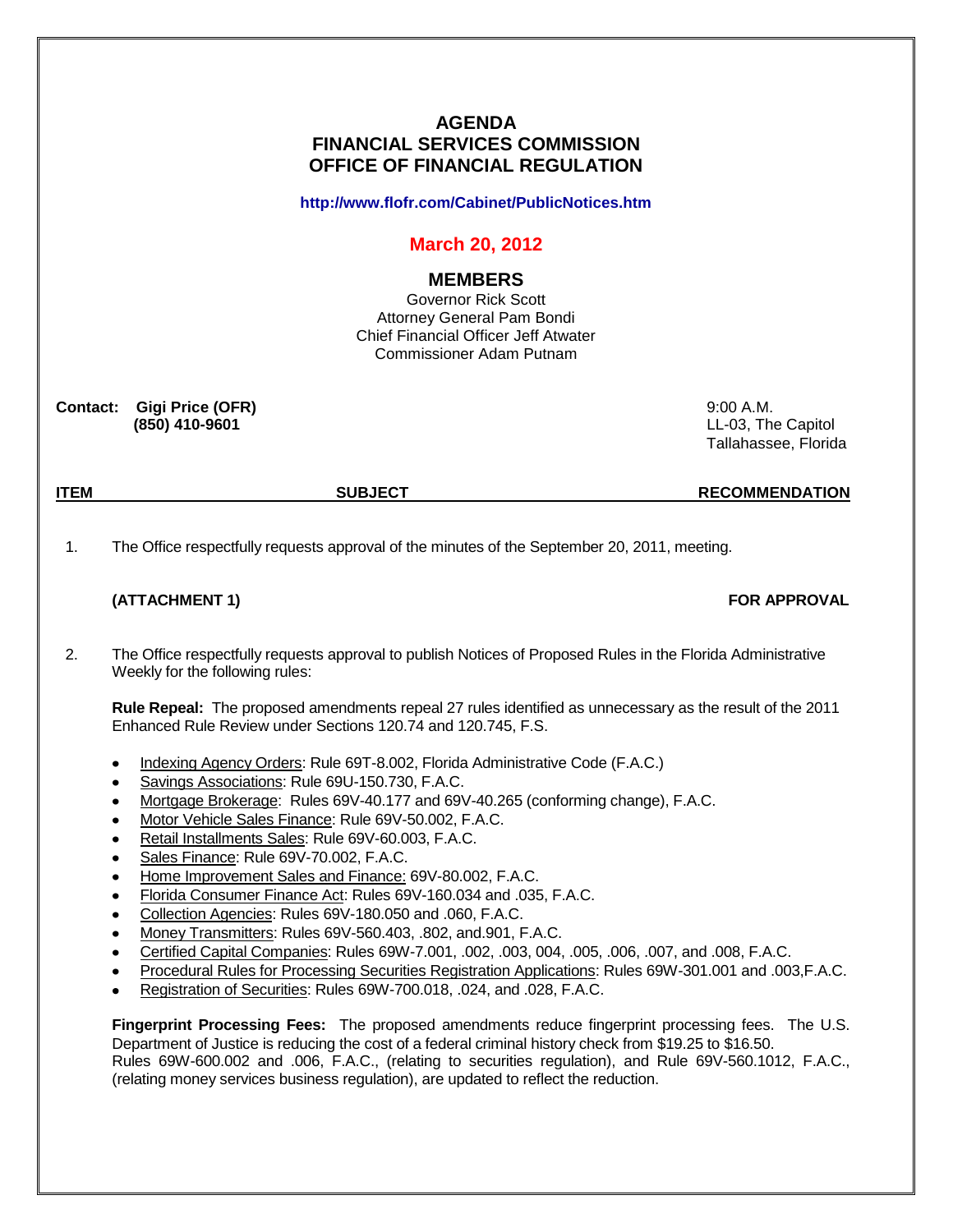# AGENDA
# FINANCIAL SERVICES COMMISSION
# OFFICE OF FINANCIAL REGULATION

**http://www.flofr.com/Cabinet/PublicNotices.htm**

## March 20, 2012

## MEMBERS

Governor Rick Scott
Attorney General Pam Bondi
Chief Financial Officer Jeff Atwater
Commissioner Adam Putnam

**Contact: Gigi Price (OFR)**
**(850) 410-9601**

9:00 A.M.
LL-03, The Capitol
Tallahassee, Florida

| ITEM | SUBJECT | RECOMMENDATION |
|---|---|---|

1. The Office respectfully requests approval of the minutes of the September 20, 2011, meeting.

   **(ATTACHMENT 1)** **FOR APPROVAL**

2. The Office respectfully requests approval to publish Notices of Proposed Rules in the Florida Administrative Weekly for the following rules:

   **Rule Repeal:** The proposed amendments repeal 27 rules identified as unnecessary as the result of the 2011 Enhanced Rule Review under Sections 120.74 and 120.745, F.S.

   - Indexing Agency Orders: Rule 69T-8.002, Florida Administrative Code (F.A.C.)
   - Savings Associations: Rule 69U-150.730, F.A.C.
   - Mortgage Brokerage: Rules 69V-40.177 and 69V-40.265 (conforming change), F.A.C.
   - Motor Vehicle Sales Finance: Rule 69V-50.002, F.A.C.
   - Retail Installments Sales: Rule 69V-60.003, F.A.C.
   - Sales Finance: Rule 69V-70.002, F.A.C.
   - Home Improvement Sales and Finance: 69V-80.002, F.A.C.
   - Florida Consumer Finance Act: Rules 69V-160.034 and .035, F.A.C.
   - Collection Agencies: Rules 69V-180.050 and .060, F.A.C.
   - Money Transmitters: Rules 69V-560.403, .802, and.901, F.A.C.
   - Certified Capital Companies: Rules 69W-7.001, .002, .003, 004, .005, .006, .007, and .008, F.A.C.
   - Procedural Rules for Processing Securities Registration Applications: Rules 69W-301.001 and .003,F.A.C.
   - Registration of Securities: Rules 69W-700.018, .024, and .028, F.A.C.

   **Fingerprint Processing Fees:** The proposed amendments reduce fingerprint processing fees. The U.S. Department of Justice is reducing the cost of a federal criminal history check from $19.25 to $16.50. Rules 69W-600.002 and .006, F.A.C., (relating to securities regulation), and Rule 69V-560.1012, F.A.C., (relating money services business regulation), are updated to reflect the reduction.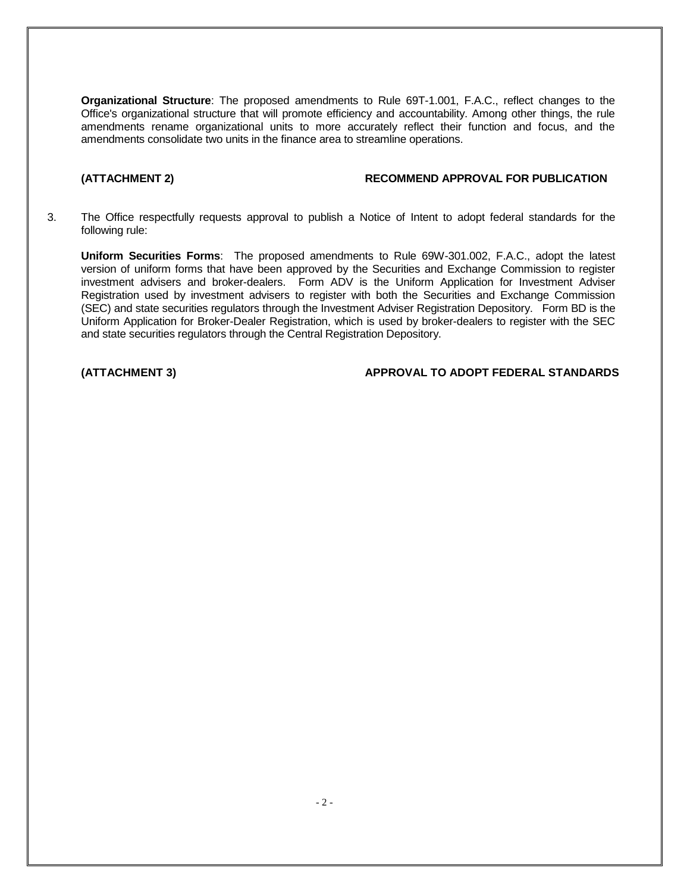**Organizational Structure**: The proposed amendments to Rule 69T-1.001, F.A.C., reflect changes to the Office's organizational structure that will promote efficiency and accountability. Among other things, the rule amendments rename organizational units to more accurately reflect their function and focus, and the amendments consolidate two units in the finance area to streamline operations.

**(ATTACHMENT 2)** **RECOMMEND APPROVAL FOR PUBLICATION**

3. The Office respectfully requests approval to publish a Notice of Intent to adopt federal standards for the following rule:

   **Uniform Securities Forms**: The proposed amendments to Rule 69W-301.002, F.A.C., adopt the latest version of uniform forms that have been approved by the Securities and Exchange Commission to register investment advisers and broker-dealers. Form ADV is the Uniform Application for Investment Adviser Registration used by investment advisers to register with both the Securities and Exchange Commission (SEC) and state securities regulators through the Investment Adviser Registration Depository. Form BD is the Uniform Application for Broker-Dealer Registration, which is used by broker-dealers to register with the SEC and state securities regulators through the Central Registration Depository.

**(ATTACHMENT 3)** **APPROVAL TO ADOPT FEDERAL STANDARDS**